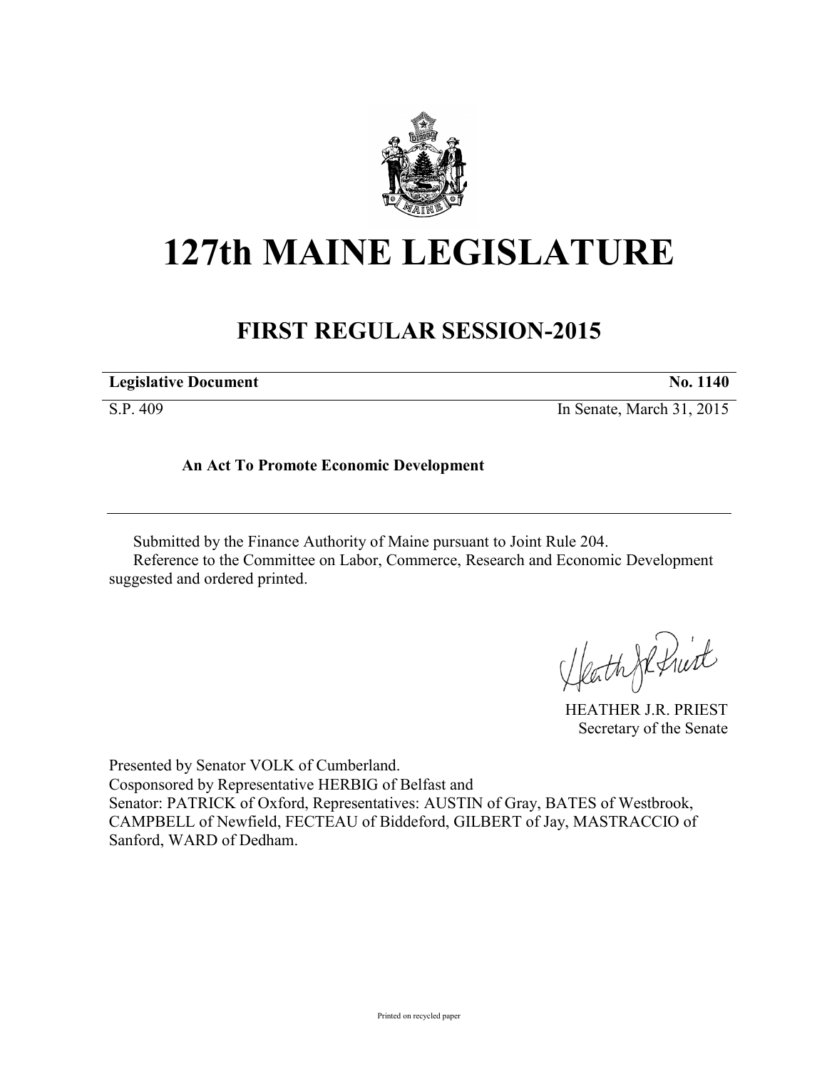# 127th MAINE LEGISLATURE

## FIRST REGULAR SESSION-2015

**Legislative Document** **No. 1140**

S.P. 409 In Senate, March 31, 2015

**An Act To Promote Economic Development**

Submitted by the Finance Authority of Maine pursuant to Joint Rule 204.

Reference to the Committee on Labor, Commerce, Research and Economic Development suggested and ordered printed.

HEATHER J.R. PRIEST
Secretary of the Senate

Presented by Senator VOLK of Cumberland.
Cosponsored by Representative HERBIG of Belfast and
Senator: PATRICK of Oxford, Representatives: AUSTIN of Gray, BATES of Westbrook, CAMPBELL of Newfield, FECTEAU of Biddeford, GILBERT of Jay, MASTRACCIO of Sanford, WARD of Dedham.

Printed on recycled paper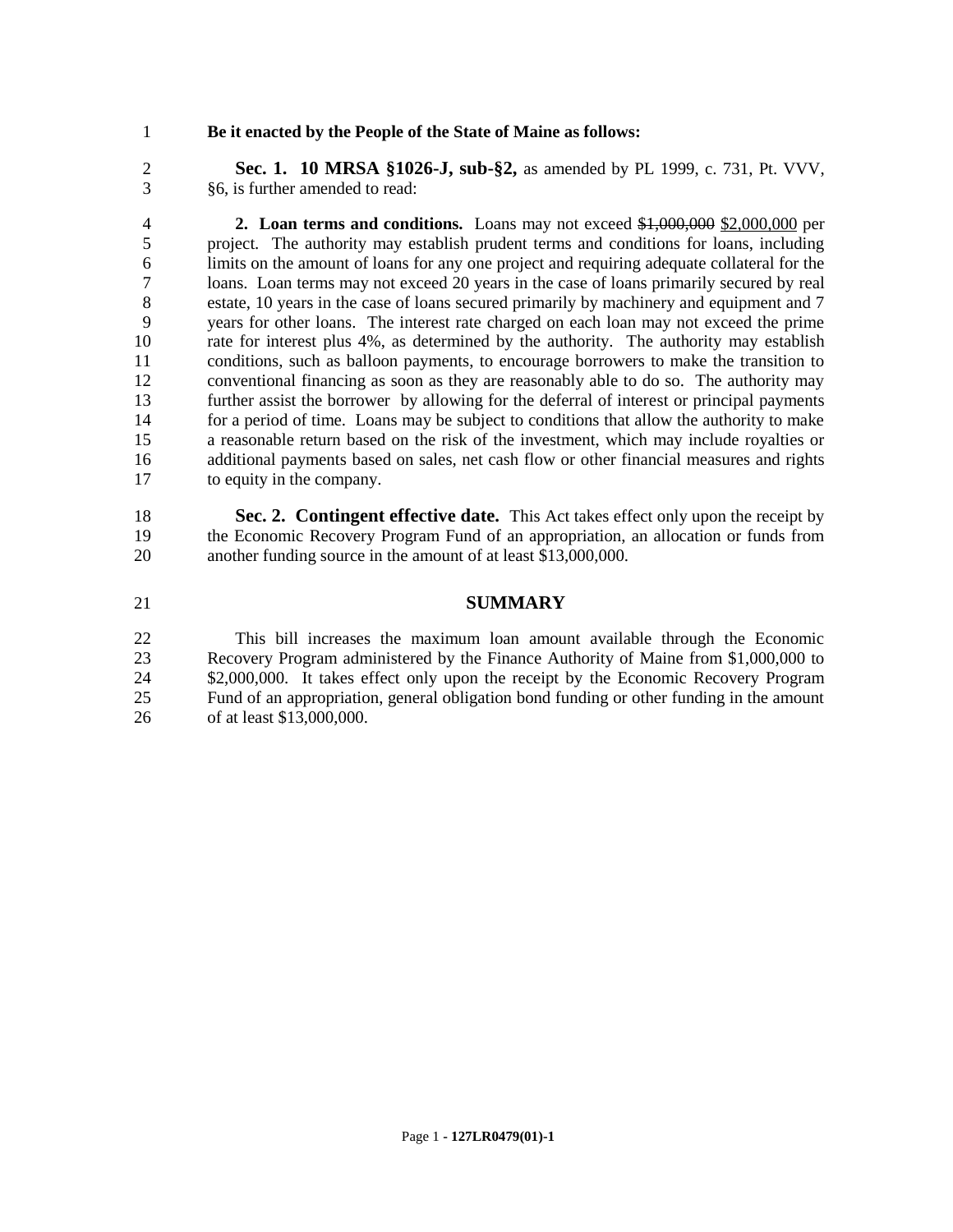**Be it enacted by the People of the State of Maine as follows:**

**Sec. 1. 10 MRSA §1026-J, sub-§2,** as amended by PL 1999, c. 731, Pt. VVV, §6, is further amended to read:

**2. Loan terms and conditions.** Loans may not exceed ~~$1,000,000~~ <u>$2,000,000</u> per project. The authority may establish prudent terms and conditions for loans, including limits on the amount of loans for any one project and requiring adequate collateral for the loans. Loan terms may not exceed 20 years in the case of loans primarily secured by real estate, 10 years in the case of loans secured primarily by machinery and equipment and 7 years for other loans. The interest rate charged on each loan may not exceed the prime rate for interest plus 4%, as determined by the authority. The authority may establish conditions, such as balloon payments, to encourage borrowers to make the transition to conventional financing as soon as they are reasonably able to do so. The authority may further assist the borrower by allowing for the deferral of interest or principal payments for a period of time. Loans may be subject to conditions that allow the authority to make a reasonable return based on the risk of the investment, which may include royalties or additional payments based on sales, net cash flow or other financial measures and rights to equity in the company.

**Sec. 2. Contingent effective date.** This Act takes effect only upon the receipt by the Economic Recovery Program Fund of an appropriation, an allocation or funds from another funding source in the amount of at least $13,000,000.

## SUMMARY

This bill increases the maximum loan amount available through the Economic Recovery Program administered by the Finance Authority of Maine from $1,000,000 to $2,000,000. It takes effect only upon the receipt by the Economic Recovery Program Fund of an appropriation, general obligation bond funding or other funding in the amount of at least $13,000,000.